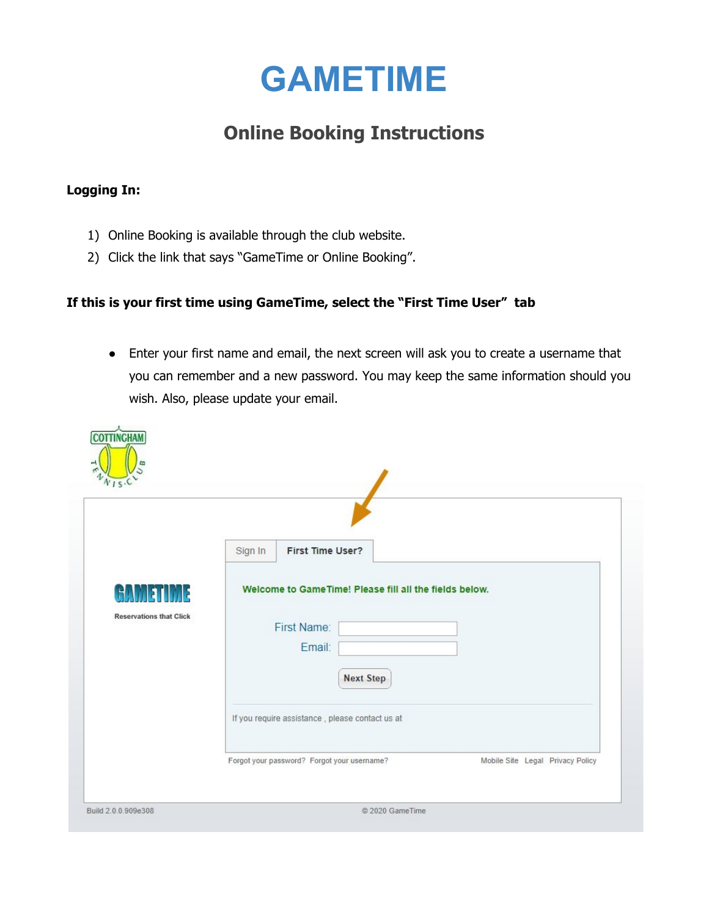# GAMETIME

## Online Booking Instructions

**Logging In:**

1) Online Booking is available through the club website.
2) Click the link that says "GameTime or Online Booking".

**If this is your first time using GameTime, select the "First Time User" tab**

- Enter your first name and email, the next screen will ask you to create a username that you can remember and a new password. You may keep the same information should you wish. Also, please update your email.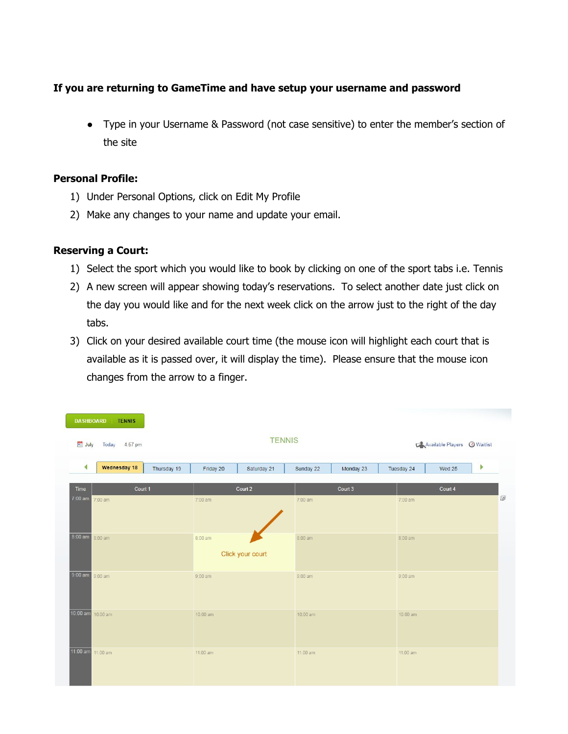**If you are returning to GameTime and have setup your username and password**

- Type in your Username & Password (not case sensitive) to enter the member's section of the site

**Personal Profile:**

1) Under Personal Options, click on Edit My Profile
2) Make any changes to your name and update your email.

**Reserving a Court:**

1) Select the sport which you would like to book by clicking on one of the sport tabs i.e. Tennis
2) A new screen will appear showing today's reservations. To select another date just click on the day you would like and for the next week click on the arrow just to the right of the day tabs.
3) Click on your desired available court time (the mouse icon will highlight each court that is available as it is passed over, it will display the time). Please ensure that the mouse icon changes from the arrow to a finger.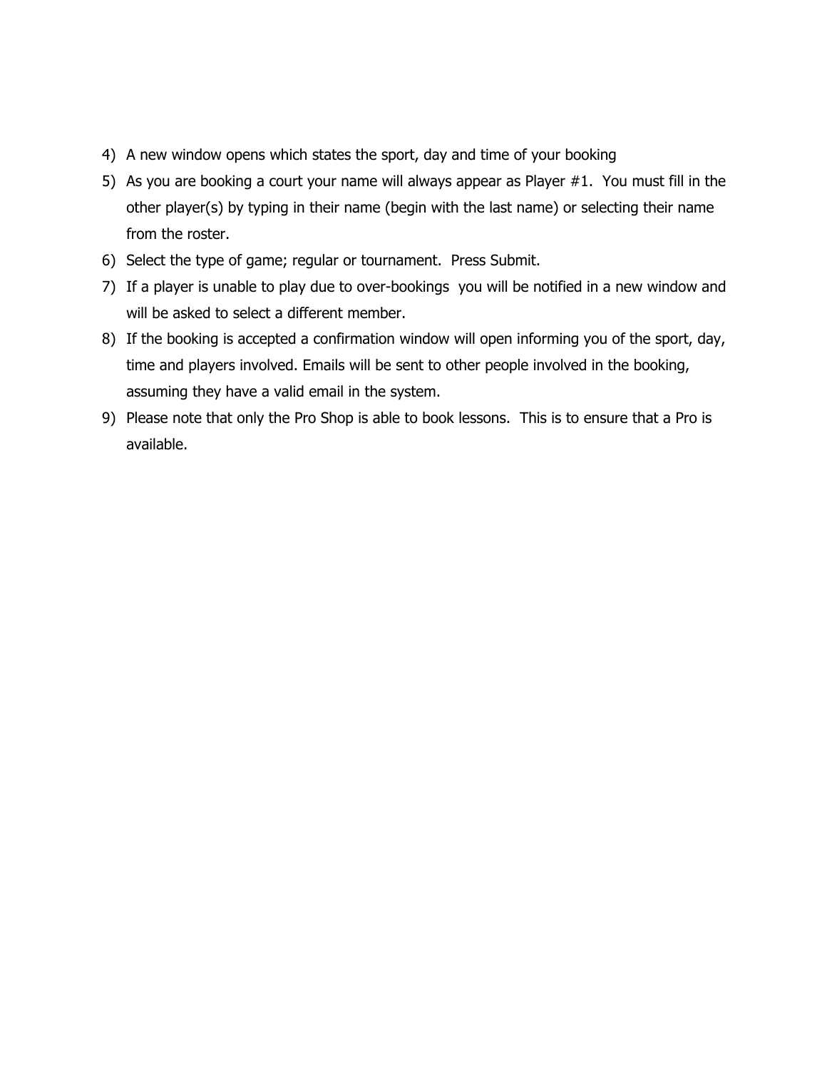4) A new window opens which states the sport, day and time of your booking
5) As you are booking a court your name will always appear as Player #1. You must fill in the other player(s) by typing in their name (begin with the last name) or selecting their name from the roster.
6) Select the type of game; regular or tournament. Press Submit.
7) If a player is unable to play due to over-bookings you will be notified in a new window and will be asked to select a different member.
8) If the booking is accepted a confirmation window will open informing you of the sport, day, time and players involved. Emails will be sent to other people involved in the booking, assuming they have a valid email in the system.
9) Please note that only the Pro Shop is able to book lessons. This is to ensure that a Pro is available.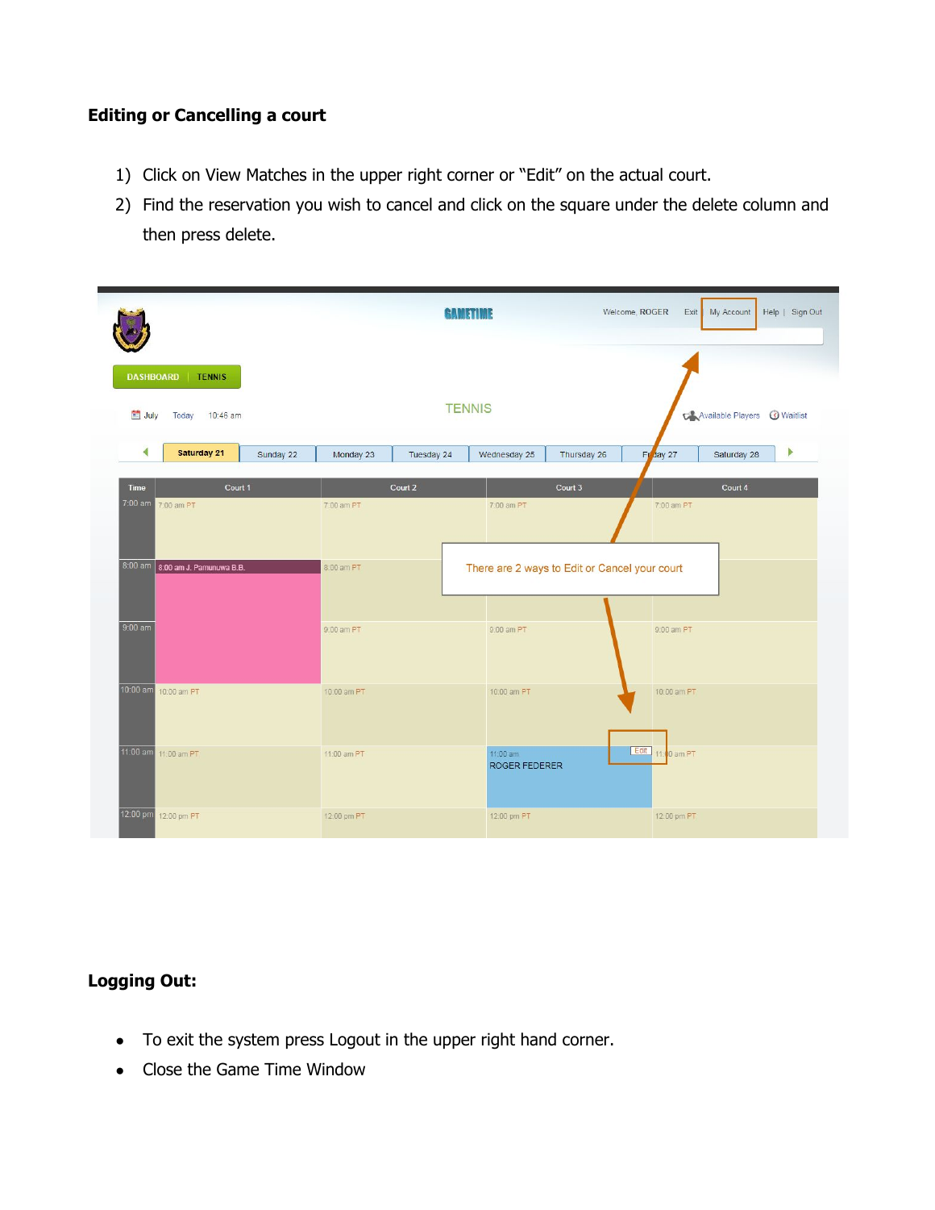**Editing or Cancelling a court**

1) Click on View Matches in the upper right corner or “Edit” on the actual court.
2) Find the reservation you wish to cancel and click on the square under the delete column and then press delete.

**Logging Out:**

- To exit the system press Logout in the upper right hand corner.
- Close the Game Time Window